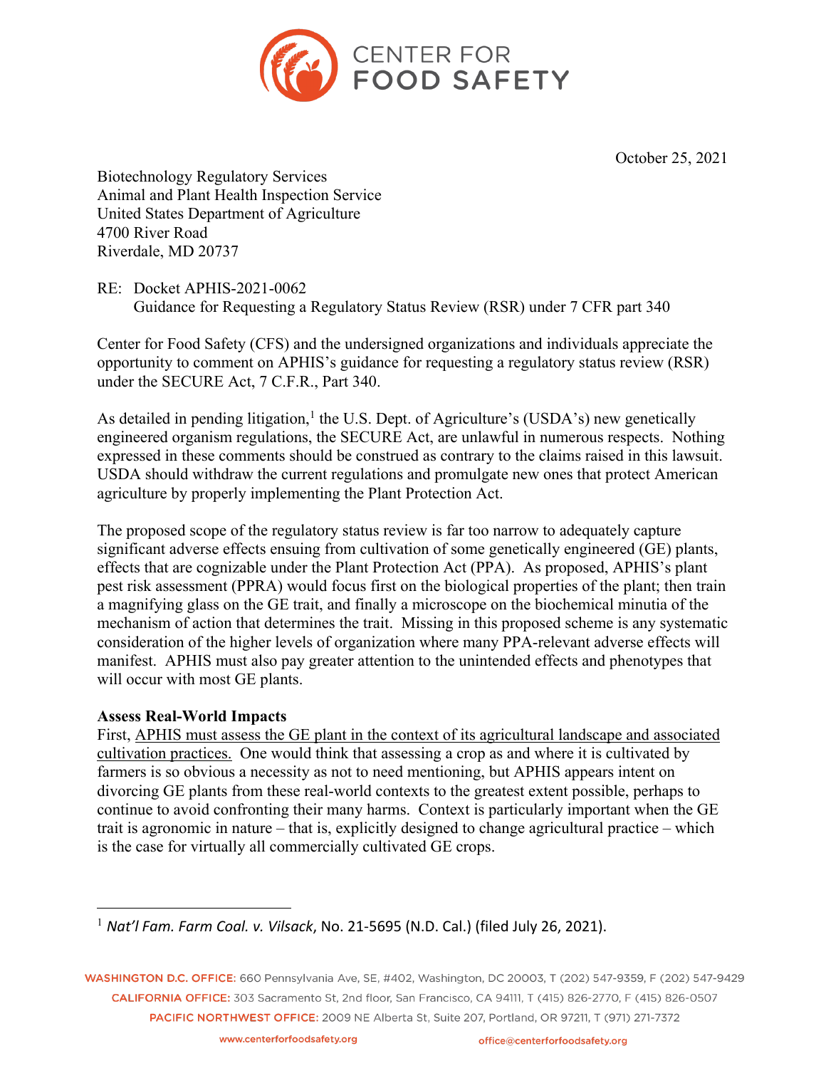October 25, 2021

Biotechnology Regulatory Services
Animal and Plant Health Inspection Service
United States Department of Agriculture
4700 River Road
Riverdale, MD 20737

RE: Docket APHIS-2021-0062
Guidance for Requesting a Regulatory Status Review (RSR) under 7 CFR part 340

Center for Food Safety (CFS) and the undersigned organizations and individuals appreciate the opportunity to comment on APHIS's guidance for requesting a regulatory status review (RSR) under the SECURE Act, 7 C.F.R., Part 340.

As detailed in pending litigation,[1] the U.S. Dept. of Agriculture's (USDA's) new genetically engineered organism regulations, the SECURE Act, are unlawful in numerous respects. Nothing expressed in these comments should be construed as contrary to the claims raised in this lawsuit. USDA should withdraw the current regulations and promulgate new ones that protect American agriculture by properly implementing the Plant Protection Act.

The proposed scope of the regulatory status review is far too narrow to adequately capture significant adverse effects ensuing from cultivation of some genetically engineered (GE) plants, effects that are cognizable under the Plant Protection Act (PPA). As proposed, APHIS's plant pest risk assessment (PPRA) would focus first on the biological properties of the plant; then train a magnifying glass on the GE trait, and finally a microscope on the biochemical minutia of the mechanism of action that determines the trait. Missing in this proposed scheme is any systematic consideration of the higher levels of organization where many PPA-relevant adverse effects will manifest. APHIS must also pay greater attention to the unintended effects and phenotypes that will occur with most GE plants.

**Assess Real-World Impacts**

First, APHIS must assess the GE plant in the context of its agricultural landscape and associated cultivation practices. One would think that assessing a crop as and where it is cultivated by farmers is so obvious a necessity as not to need mentioning, but APHIS appears intent on divorcing GE plants from these real-world contexts to the greatest extent possible, perhaps to continue to avoid confronting their many harms. Context is particularly important when the GE trait is agronomic in nature – that is, explicitly designed to change agricultural practice – which is the case for virtually all commercially cultivated GE crops.

[1] *Nat'l Fam. Farm Coal. v. Vilsack*, No. 21-5695 (N.D. Cal.) (filed July 26, 2021).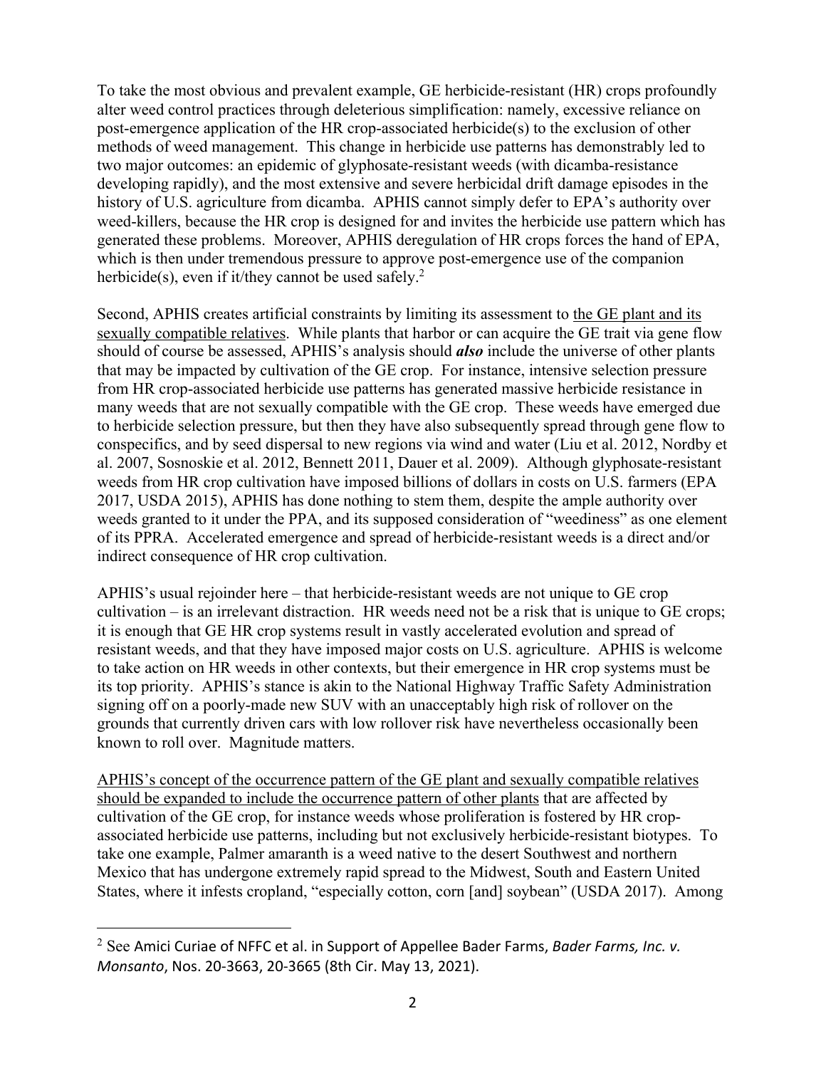To take the most obvious and prevalent example, GE herbicide-resistant (HR) crops profoundly alter weed control practices through deleterious simplification: namely, excessive reliance on post-emergence application of the HR crop-associated herbicide(s) to the exclusion of other methods of weed management. This change in herbicide use patterns has demonstrably led to two major outcomes: an epidemic of glyphosate-resistant weeds (with dicamba-resistance developing rapidly), and the most extensive and severe herbicidal drift damage episodes in the history of U.S. agriculture from dicamba. APHIS cannot simply defer to EPA's authority over weed-killers, because the HR crop is designed for and invites the herbicide use pattern which has generated these problems. Moreover, APHIS deregulation of HR crops forces the hand of EPA, which is then under tremendous pressure to approve post-emergence use of the companion herbicide(s), even if it/they cannot be used safely.[2]

Second, APHIS creates artificial constraints by limiting its assessment to <u>the GE plant and its sexually compatible relatives</u>. While plants that harbor or can acquire the GE trait via gene flow should of course be assessed, APHIS's analysis should ***also*** include the universe of other plants that may be impacted by cultivation of the GE crop. For instance, intensive selection pressure from HR crop-associated herbicide use patterns has generated massive herbicide resistance in many weeds that are not sexually compatible with the GE crop. These weeds have emerged due to herbicide selection pressure, but then they have also subsequently spread through gene flow to conspecifics, and by seed dispersal to new regions via wind and water (Liu et al. 2012, Nordby et al. 2007, Sosnoskie et al. 2012, Bennett 2011, Dauer et al. 2009). Although glyphosate-resistant weeds from HR crop cultivation have imposed billions of dollars in costs on U.S. farmers (EPA 2017, USDA 2015), APHIS has done nothing to stem them, despite the ample authority over weeds granted to it under the PPA, and its supposed consideration of "weediness" as one element of its PPRA. Accelerated emergence and spread of herbicide-resistant weeds is a direct and/or indirect consequence of HR crop cultivation.

APHIS's usual rejoinder here – that herbicide-resistant weeds are not unique to GE crop cultivation – is an irrelevant distraction. HR weeds need not be a risk that is unique to GE crops; it is enough that GE HR crop systems result in vastly accelerated evolution and spread of resistant weeds, and that they have imposed major costs on U.S. agriculture. APHIS is welcome to take action on HR weeds in other contexts, but their emergence in HR crop systems must be its top priority. APHIS's stance is akin to the National Highway Traffic Safety Administration signing off on a poorly-made new SUV with an unacceptably high risk of rollover on the grounds that currently driven cars with low rollover risk have nevertheless occasionally been known to roll over. Magnitude matters.

<u>APHIS's concept of the occurrence pattern of the GE plant and sexually compatible relatives should be expanded to include the occurrence pattern of other plants</u> that are affected by cultivation of the GE crop, for instance weeds whose proliferation is fostered by HR crop-associated herbicide use patterns, including but not exclusively herbicide-resistant biotypes. To take one example, Palmer amaranth is a weed native to the desert Southwest and northern Mexico that has undergone extremely rapid spread to the Midwest, South and Eastern United States, where it infests cropland, "especially cotton, corn [and] soybean" (USDA 2017). Among

---

[2] See Amici Curiae of NFFC et al. in Support of Appellee Bader Farms, *Bader Farms, Inc. v. Monsanto*, Nos. 20-3663, 20-3665 (8th Cir. May 13, 2021).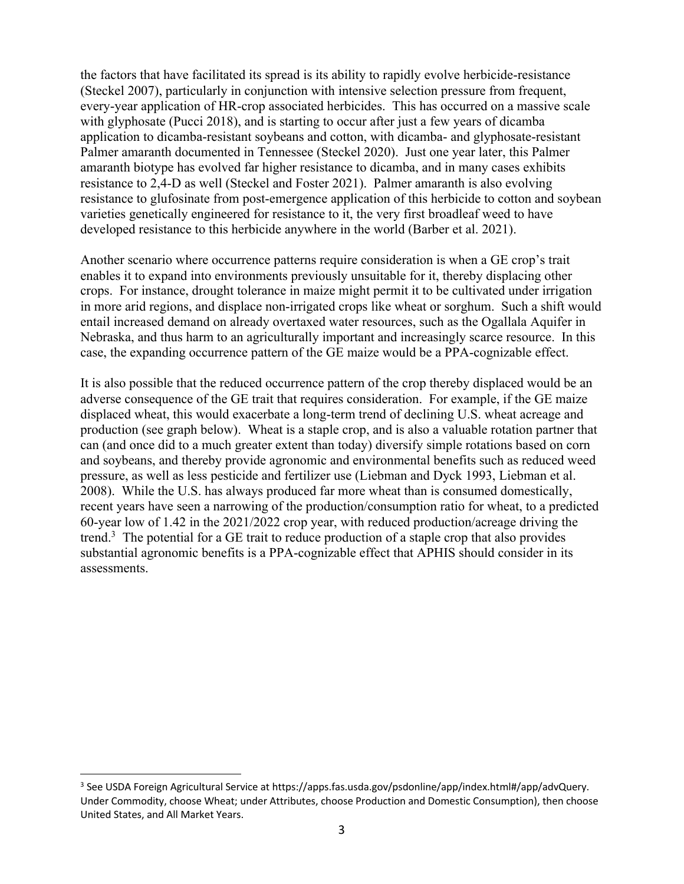the factors that have facilitated its spread is its ability to rapidly evolve herbicide-resistance (Steckel 2007), particularly in conjunction with intensive selection pressure from frequent, every-year application of HR-crop associated herbicides. This has occurred on a massive scale with glyphosate (Pucci 2018), and is starting to occur after just a few years of dicamba application to dicamba-resistant soybeans and cotton, with dicamba- and glyphosate-resistant Palmer amaranth documented in Tennessee (Steckel 2020). Just one year later, this Palmer amaranth biotype has evolved far higher resistance to dicamba, and in many cases exhibits resistance to 2,4-D as well (Steckel and Foster 2021). Palmer amaranth is also evolving resistance to glufosinate from post-emergence application of this herbicide to cotton and soybean varieties genetically engineered for resistance to it, the very first broadleaf weed to have developed resistance to this herbicide anywhere in the world (Barber et al. 2021).

Another scenario where occurrence patterns require consideration is when a GE crop's trait enables it to expand into environments previously unsuitable for it, thereby displacing other crops. For instance, drought tolerance in maize might permit it to be cultivated under irrigation in more arid regions, and displace non-irrigated crops like wheat or sorghum. Such a shift would entail increased demand on already overtaxed water resources, such as the Ogallala Aquifer in Nebraska, and thus harm to an agriculturally important and increasingly scarce resource. In this case, the expanding occurrence pattern of the GE maize would be a PPA-cognizable effect.

It is also possible that the reduced occurrence pattern of the crop thereby displaced would be an adverse consequence of the GE trait that requires consideration. For example, if the GE maize displaced wheat, this would exacerbate a long-term trend of declining U.S. wheat acreage and production (see graph below). Wheat is a staple crop, and is also a valuable rotation partner that can (and once did to a much greater extent than today) diversify simple rotations based on corn and soybeans, and thereby provide agronomic and environmental benefits such as reduced weed pressure, as well as less pesticide and fertilizer use (Liebman and Dyck 1993, Liebman et al. 2008). While the U.S. has always produced far more wheat than is consumed domestically, recent years have seen a narrowing of the production/consumption ratio for wheat, to a predicted 60-year low of 1.42 in the 2021/2022 crop year, with reduced production/acreage driving the trend.[3] The potential for a GE trait to reduce production of a staple crop that also provides substantial agronomic benefits is a PPA-cognizable effect that APHIS should consider in its assessments.

[3] See USDA Foreign Agricultural Service at https://apps.fas.usda.gov/psdonline/app/index.html#/app/advQuery. Under Commodity, choose Wheat; under Attributes, choose Production and Domestic Consumption), then choose United States, and All Market Years.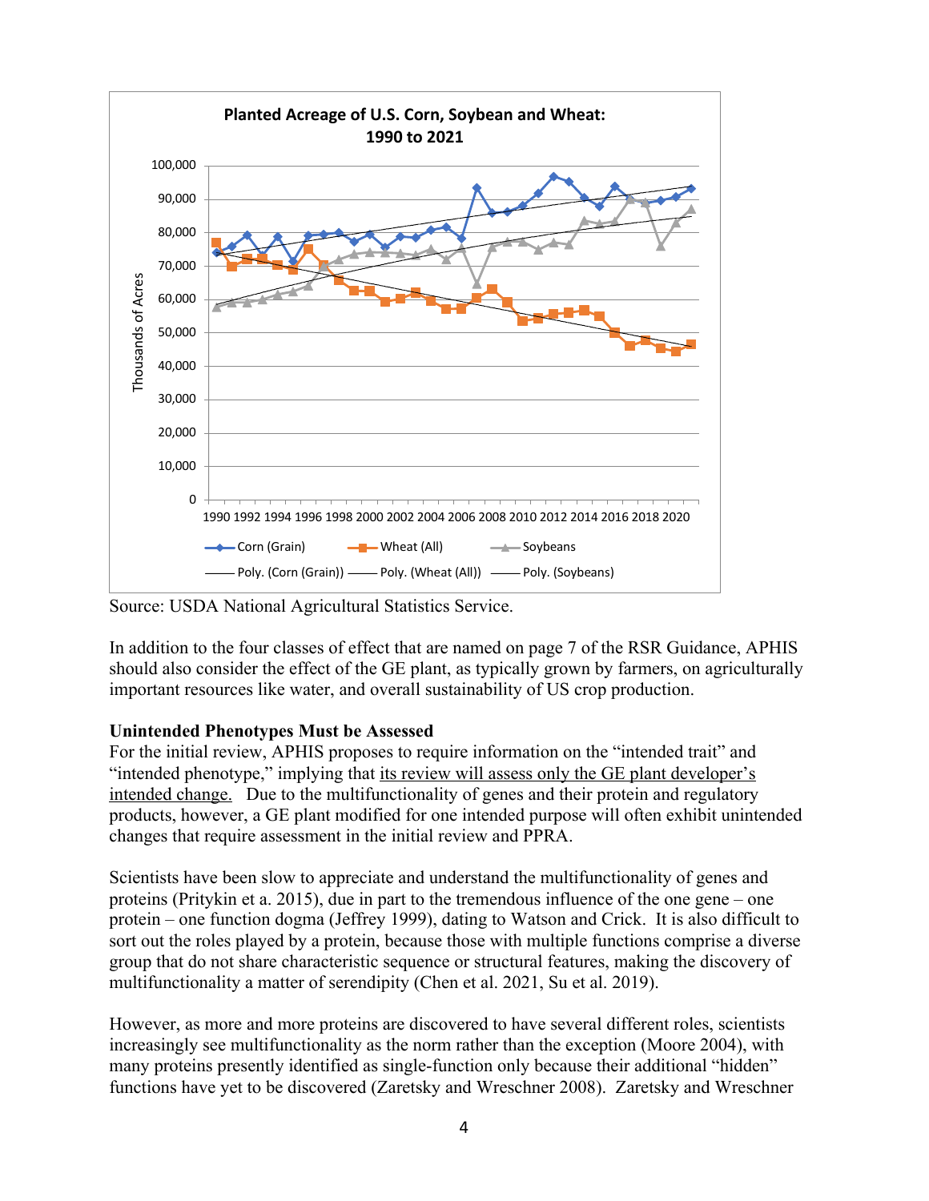**Planted Acreage of U.S. Corn, Soybean and Wheat: 1990 to 2021**

Source: USDA National Agricultural Statistics Service.

In addition to the four classes of effect that are named on page 7 of the RSR Guidance, APHIS should also consider the effect of the GE plant, as typically grown by farmers, on agriculturally important resources like water, and overall sustainability of US crop production.

**Unintended Phenotypes Must be Assessed**

For the initial review, APHIS proposes to require information on the "intended trait" and "intended phenotype," implying that its review will assess only the GE plant developer's intended change. Due to the multifunctionality of genes and their protein and regulatory products, however, a GE plant modified for one intended purpose will often exhibit unintended changes that require assessment in the initial review and PPRA.

Scientists have been slow to appreciate and understand the multifunctionality of genes and proteins (Pritykin et a. 2015), due in part to the tremendous influence of the one gene – one protein – one function dogma (Jeffrey 1999), dating to Watson and Crick. It is also difficult to sort out the roles played by a protein, because those with multiple functions comprise a diverse group that do not share characteristic sequence or structural features, making the discovery of multifunctionality a matter of serendipity (Chen et al. 2021, Su et al. 2019).

However, as more and more proteins are discovered to have several different roles, scientists increasingly see multifunctionality as the norm rather than the exception (Moore 2004), with many proteins presently identified as single-function only because their additional "hidden" functions have yet to be discovered (Zaretsky and Wreschner 2008). Zaretsky and Wreschner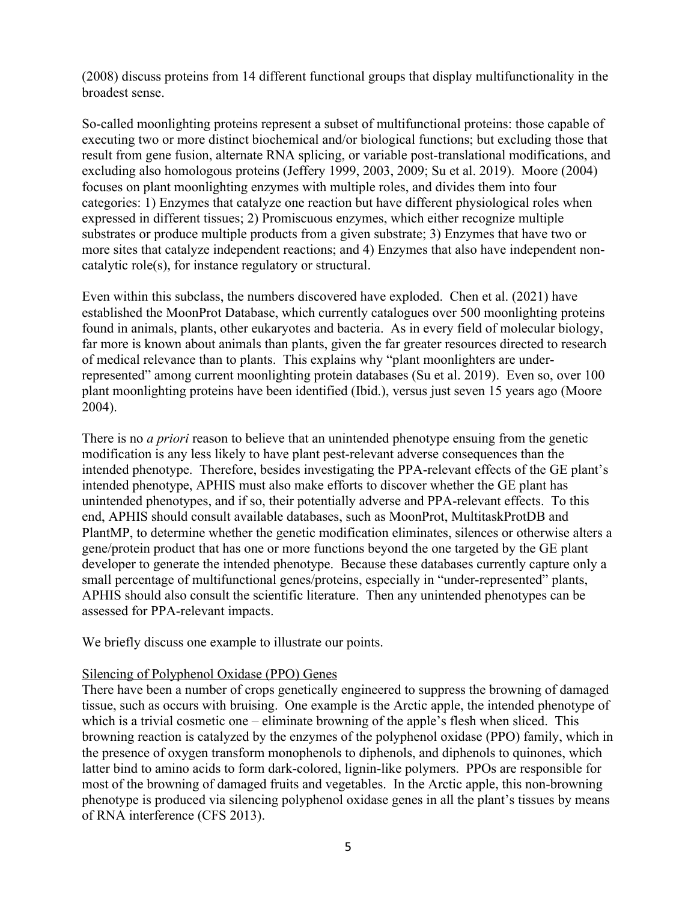(2008) discuss proteins from 14 different functional groups that display multifunctionality in the broadest sense.

So-called moonlighting proteins represent a subset of multifunctional proteins: those capable of executing two or more distinct biochemical and/or biological functions; but excluding those that result from gene fusion, alternate RNA splicing, or variable post-translational modifications, and excluding also homologous proteins (Jeffery 1999, 2003, 2009; Su et al. 2019). Moore (2004) focuses on plant moonlighting enzymes with multiple roles, and divides them into four categories: 1) Enzymes that catalyze one reaction but have different physiological roles when expressed in different tissues; 2) Promiscuous enzymes, which either recognize multiple substrates or produce multiple products from a given substrate; 3) Enzymes that have two or more sites that catalyze independent reactions; and 4) Enzymes that also have independent non-catalytic role(s), for instance regulatory or structural.

Even within this subclass, the numbers discovered have exploded. Chen et al. (2021) have established the MoonProt Database, which currently catalogues over 500 moonlighting proteins found in animals, plants, other eukaryotes and bacteria. As in every field of molecular biology, far more is known about animals than plants, given the far greater resources directed to research of medical relevance than to plants. This explains why "plant moonlighters are under-represented" among current moonlighting protein databases (Su et al. 2019). Even so, over 100 plant moonlighting proteins have been identified (Ibid.), versus just seven 15 years ago (Moore 2004).

There is no *a priori* reason to believe that an unintended phenotype ensuing from the genetic modification is any less likely to have plant pest-relevant adverse consequences than the intended phenotype. Therefore, besides investigating the PPA-relevant effects of the GE plant's intended phenotype, APHIS must also make efforts to discover whether the GE plant has unintended phenotypes, and if so, their potentially adverse and PPA-relevant effects. To this end, APHIS should consult available databases, such as MoonProt, MultitaskProtDB and PlantMP, to determine whether the genetic modification eliminates, silences or otherwise alters a gene/protein product that has one or more functions beyond the one targeted by the GE plant developer to generate the intended phenotype. Because these databases currently capture only a small percentage of multifunctional genes/proteins, especially in "under-represented" plants, APHIS should also consult the scientific literature. Then any unintended phenotypes can be assessed for PPA-relevant impacts.

We briefly discuss one example to illustrate our points.

Silencing of Polyphenol Oxidase (PPO) Genes

There have been a number of crops genetically engineered to suppress the browning of damaged tissue, such as occurs with bruising. One example is the Arctic apple, the intended phenotype of which is a trivial cosmetic one – eliminate browning of the apple's flesh when sliced. This browning reaction is catalyzed by the enzymes of the polyphenol oxidase (PPO) family, which in the presence of oxygen transform monophenols to diphenols, and diphenols to quinones, which latter bind to amino acids to form dark-colored, lignin-like polymers. PPOs are responsible for most of the browning of damaged fruits and vegetables. In the Arctic apple, this non-browning phenotype is produced via silencing polyphenol oxidase genes in all the plant's tissues by means of RNA interference (CFS 2013).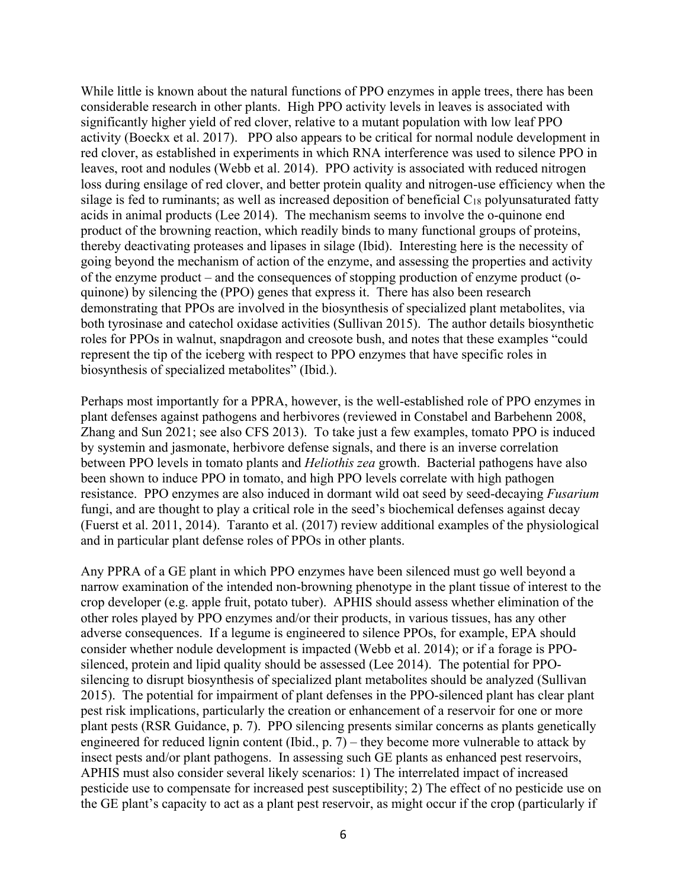While little is known about the natural functions of PPO enzymes in apple trees, there has been considerable research in other plants. High PPO activity levels in leaves is associated with significantly higher yield of red clover, relative to a mutant population with low leaf PPO activity (Boeckx et al. 2017). PPO also appears to be critical for normal nodule development in red clover, as established in experiments in which RNA interference was used to silence PPO in leaves, root and nodules (Webb et al. 2014). PPO activity is associated with reduced nitrogen loss during ensilage of red clover, and better protein quality and nitrogen-use efficiency when the silage is fed to ruminants; as well as increased deposition of beneficial $C_{18}$ polyunsaturated fatty acids in animal products (Lee 2014). The mechanism seems to involve the o-quinone end product of the browning reaction, which readily binds to many functional groups of proteins, thereby deactivating proteases and lipases in silage (Ibid). Interesting here is the necessity of going beyond the mechanism of action of the enzyme, and assessing the properties and activity of the enzyme product – and the consequences of stopping production of enzyme product (o-quinone) by silencing the (PPO) genes that express it. There has also been research demonstrating that PPOs are involved in the biosynthesis of specialized plant metabolites, via both tyrosinase and catechol oxidase activities (Sullivan 2015). The author details biosynthetic roles for PPOs in walnut, snapdragon and creosote bush, and notes that these examples "could represent the tip of the iceberg with respect to PPO enzymes that have specific roles in biosynthesis of specialized metabolites" (Ibid.).

Perhaps most importantly for a PPRA, however, is the well-established role of PPO enzymes in plant defenses against pathogens and herbivores (reviewed in Constabel and Barbehenn 2008, Zhang and Sun 2021; see also CFS 2013). To take just a few examples, tomato PPO is induced by systemin and jasmonate, herbivore defense signals, and there is an inverse correlation between PPO levels in tomato plants and *Heliothis zea* growth. Bacterial pathogens have also been shown to induce PPO in tomato, and high PPO levels correlate with high pathogen resistance. PPO enzymes are also induced in dormant wild oat seed by seed-decaying *Fusarium* fungi, and are thought to play a critical role in the seed's biochemical defenses against decay (Fuerst et al. 2011, 2014). Taranto et al. (2017) review additional examples of the physiological and in particular plant defense roles of PPOs in other plants.

Any PPRA of a GE plant in which PPO enzymes have been silenced must go well beyond a narrow examination of the intended non-browning phenotype in the plant tissue of interest to the crop developer (e.g. apple fruit, potato tuber). APHIS should assess whether elimination of the other roles played by PPO enzymes and/or their products, in various tissues, has any other adverse consequences. If a legume is engineered to silence PPOs, for example, EPA should consider whether nodule development is impacted (Webb et al. 2014); or if a forage is PPO-silenced, protein and lipid quality should be assessed (Lee 2014). The potential for PPO-silencing to disrupt biosynthesis of specialized plant metabolites should be analyzed (Sullivan 2015). The potential for impairment of plant defenses in the PPO-silenced plant has clear plant pest risk implications, particularly the creation or enhancement of a reservoir for one or more plant pests (RSR Guidance, p. 7). PPO silencing presents similar concerns as plants genetically engineered for reduced lignin content (Ibid., p. 7) – they become more vulnerable to attack by insect pests and/or plant pathogens. In assessing such GE plants as enhanced pest reservoirs, APHIS must also consider several likely scenarios: 1) The interrelated impact of increased pesticide use to compensate for increased pest susceptibility; 2) The effect of no pesticide use on the GE plant's capacity to act as a plant pest reservoir, as might occur if the crop (particularly if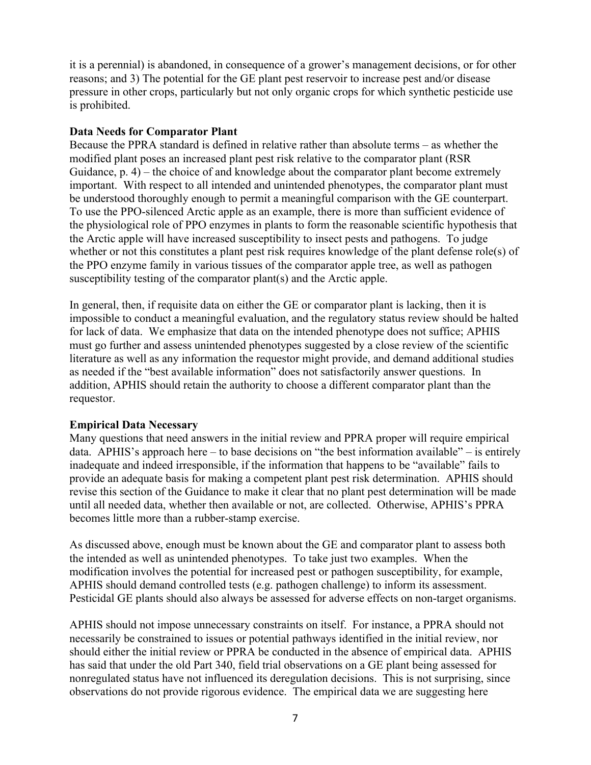it is a perennial) is abandoned, in consequence of a grower's management decisions, or for other reasons; and 3) The potential for the GE plant pest reservoir to increase pest and/or disease pressure in other crops, particularly but not only organic crops for which synthetic pesticide use is prohibited.

**Data Needs for Comparator Plant**

Because the PPRA standard is defined in relative rather than absolute terms – as whether the modified plant poses an increased plant pest risk relative to the comparator plant (RSR Guidance, p. 4) – the choice of and knowledge about the comparator plant become extremely important. With respect to all intended and unintended phenotypes, the comparator plant must be understood thoroughly enough to permit a meaningful comparison with the GE counterpart. To use the PPO-silenced Arctic apple as an example, there is more than sufficient evidence of the physiological role of PPO enzymes in plants to form the reasonable scientific hypothesis that the Arctic apple will have increased susceptibility to insect pests and pathogens. To judge whether or not this constitutes a plant pest risk requires knowledge of the plant defense role(s) of the PPO enzyme family in various tissues of the comparator apple tree, as well as pathogen susceptibility testing of the comparator plant(s) and the Arctic apple.

In general, then, if requisite data on either the GE or comparator plant is lacking, then it is impossible to conduct a meaningful evaluation, and the regulatory status review should be halted for lack of data. We emphasize that data on the intended phenotype does not suffice; APHIS must go further and assess unintended phenotypes suggested by a close review of the scientific literature as well as any information the requestor might provide, and demand additional studies as needed if the "best available information" does not satisfactorily answer questions. In addition, APHIS should retain the authority to choose a different comparator plant than the requestor.

**Empirical Data Necessary**

Many questions that need answers in the initial review and PPRA proper will require empirical data. APHIS's approach here – to base decisions on "the best information available" – is entirely inadequate and indeed irresponsible, if the information that happens to be "available" fails to provide an adequate basis for making a competent plant pest risk determination. APHIS should revise this section of the Guidance to make it clear that no plant pest determination will be made until all needed data, whether then available or not, are collected. Otherwise, APHIS's PPRA becomes little more than a rubber-stamp exercise.

As discussed above, enough must be known about the GE and comparator plant to assess both the intended as well as unintended phenotypes. To take just two examples. When the modification involves the potential for increased pest or pathogen susceptibility, for example, APHIS should demand controlled tests (e.g. pathogen challenge) to inform its assessment. Pesticidal GE plants should also always be assessed for adverse effects on non-target organisms.

APHIS should not impose unnecessary constraints on itself. For instance, a PPRA should not necessarily be constrained to issues or potential pathways identified in the initial review, nor should either the initial review or PPRA be conducted in the absence of empirical data. APHIS has said that under the old Part 340, field trial observations on a GE plant being assessed for nonregulated status have not influenced its deregulation decisions. This is not surprising, since observations do not provide rigorous evidence. The empirical data we are suggesting here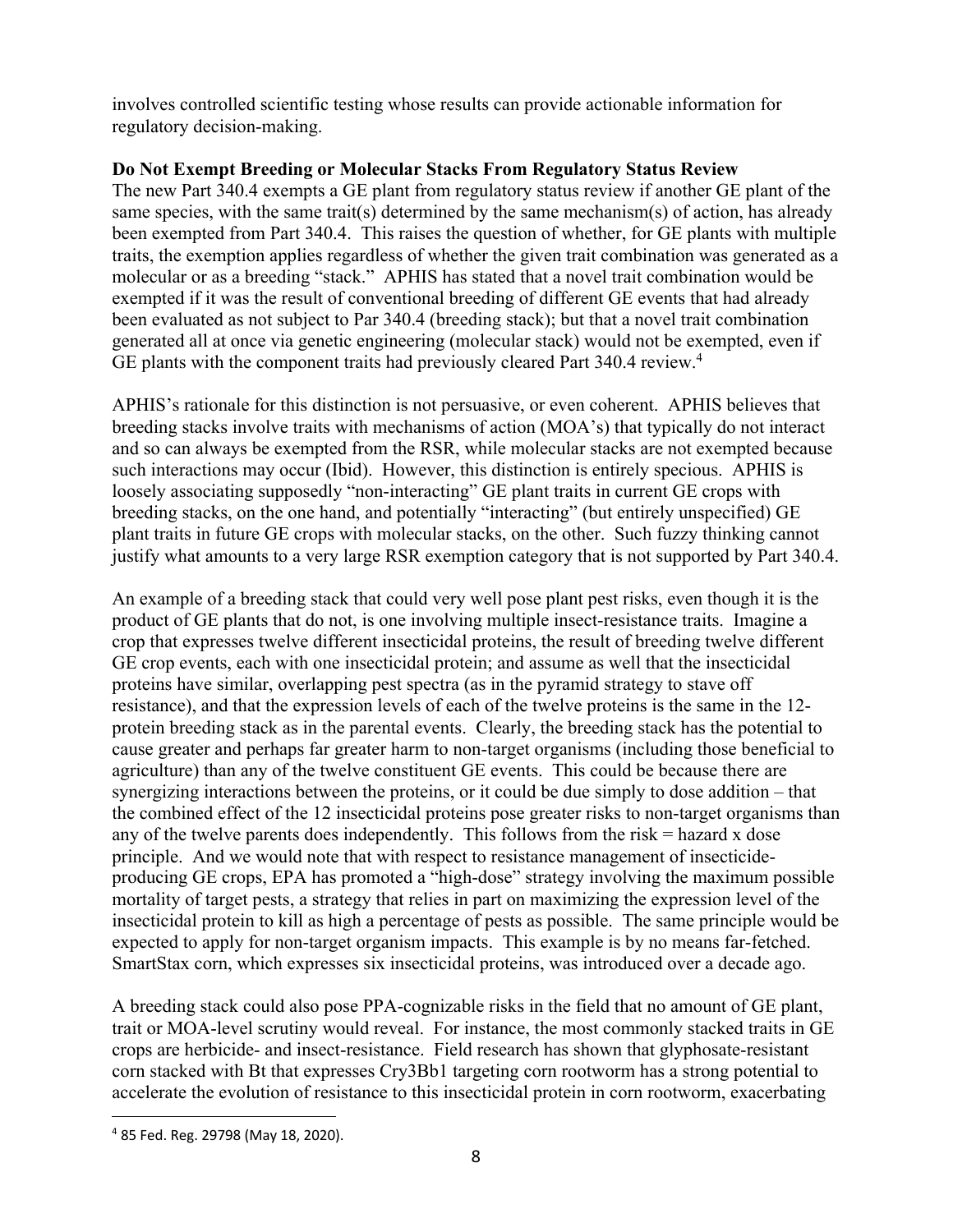involves controlled scientific testing whose results can provide actionable information for regulatory decision-making.

**Do Not Exempt Breeding or Molecular Stacks From Regulatory Status Review**

The new Part 340.4 exempts a GE plant from regulatory status review if another GE plant of the same species, with the same trait(s) determined by the same mechanism(s) of action, has already been exempted from Part 340.4. This raises the question of whether, for GE plants with multiple traits, the exemption applies regardless of whether the given trait combination was generated as a molecular or as a breeding "stack." APHIS has stated that a novel trait combination would be exempted if it was the result of conventional breeding of different GE events that had already been evaluated as not subject to Par 340.4 (breeding stack); but that a novel trait combination generated all at once via genetic engineering (molecular stack) would not be exempted, even if GE plants with the component traits had previously cleared Part 340.4 review.[4]

APHIS's rationale for this distinction is not persuasive, or even coherent. APHIS believes that breeding stacks involve traits with mechanisms of action (MOA's) that typically do not interact and so can always be exempted from the RSR, while molecular stacks are not exempted because such interactions may occur (Ibid). However, this distinction is entirely specious. APHIS is loosely associating supposedly "non-interacting" GE plant traits in current GE crops with breeding stacks, on the one hand, and potentially "interacting" (but entirely unspecified) GE plant traits in future GE crops with molecular stacks, on the other. Such fuzzy thinking cannot justify what amounts to a very large RSR exemption category that is not supported by Part 340.4.

An example of a breeding stack that could very well pose plant pest risks, even though it is the product of GE plants that do not, is one involving multiple insect-resistance traits. Imagine a crop that expresses twelve different insecticidal proteins, the result of breeding twelve different GE crop events, each with one insecticidal protein; and assume as well that the insecticidal proteins have similar, overlapping pest spectra (as in the pyramid strategy to stave off resistance), and that the expression levels of each of the twelve proteins is the same in the 12-protein breeding stack as in the parental events. Clearly, the breeding stack has the potential to cause greater and perhaps far greater harm to non-target organisms (including those beneficial to agriculture) than any of the twelve constituent GE events. This could be because there are synergizing interactions between the proteins, or it could be due simply to dose addition – that the combined effect of the 12 insecticidal proteins pose greater risks to non-target organisms than any of the twelve parents does independently. This follows from the risk = hazard x dose principle. And we would note that with respect to resistance management of insecticide-producing GE crops, EPA has promoted a "high-dose" strategy involving the maximum possible mortality of target pests, a strategy that relies in part on maximizing the expression level of the insecticidal protein to kill as high a percentage of pests as possible. The same principle would be expected to apply for non-target organism impacts. This example is by no means far-fetched. SmartStax corn, which expresses six insecticidal proteins, was introduced over a decade ago.

A breeding stack could also pose PPA-cognizable risks in the field that no amount of GE plant, trait or MOA-level scrutiny would reveal. For instance, the most commonly stacked traits in GE crops are herbicide- and insect-resistance. Field research has shown that glyphosate-resistant corn stacked with Bt that expresses Cry3Bb1 targeting corn rootworm has a strong potential to accelerate the evolution of resistance to this insecticidal protein in corn rootworm, exacerbating

[4] 85 Fed. Reg. 29798 (May 18, 2020).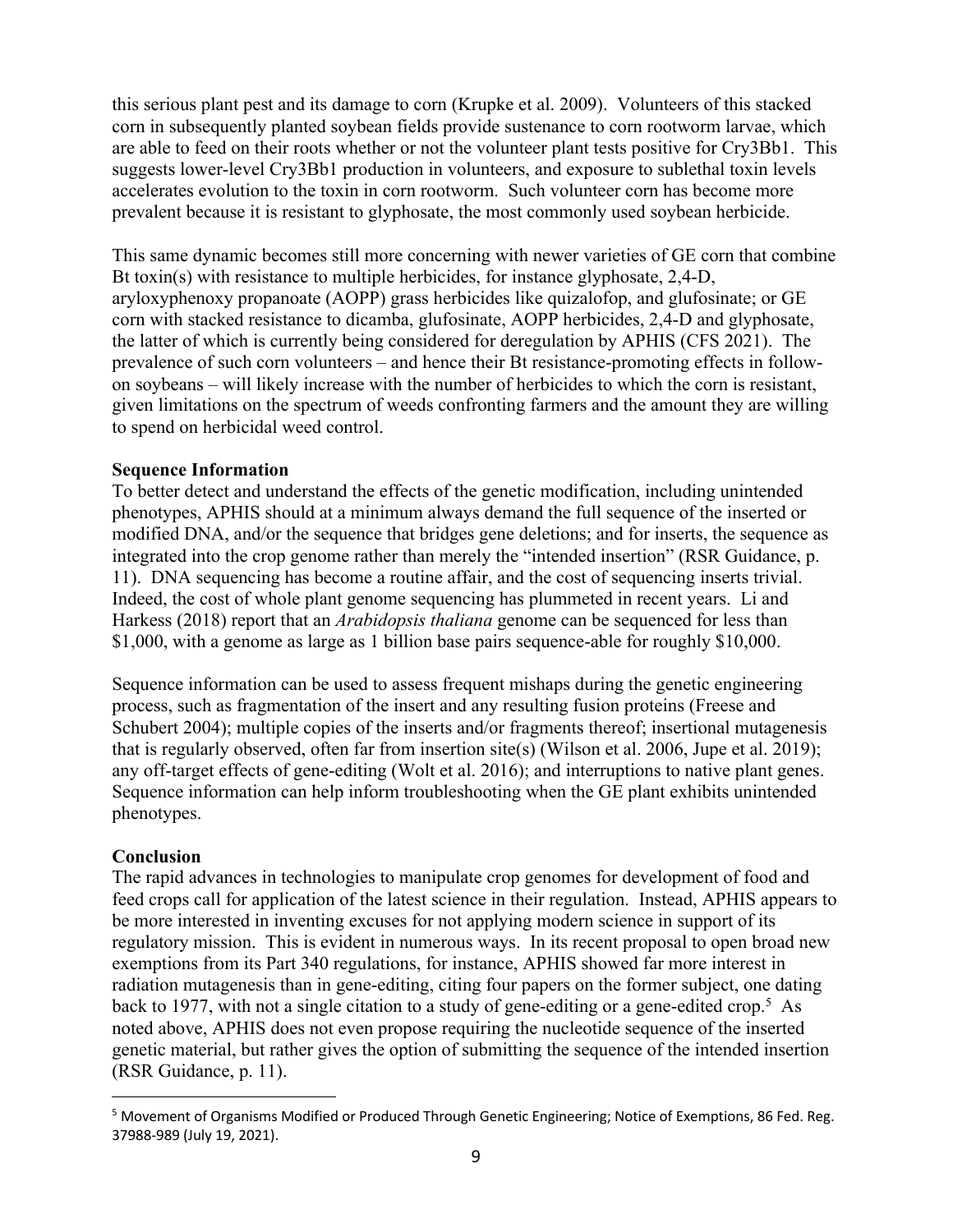this serious plant pest and its damage to corn (Krupke et al. 2009). Volunteers of this stacked corn in subsequently planted soybean fields provide sustenance to corn rootworm larvae, which are able to feed on their roots whether or not the volunteer plant tests positive for Cry3Bb1. This suggests lower-level Cry3Bb1 production in volunteers, and exposure to sublethal toxin levels accelerates evolution to the toxin in corn rootworm. Such volunteer corn has become more prevalent because it is resistant to glyphosate, the most commonly used soybean herbicide.

This same dynamic becomes still more concerning with newer varieties of GE corn that combine Bt toxin(s) with resistance to multiple herbicides, for instance glyphosate, 2,4-D, aryloxyphenoxy propanoate (AOPP) grass herbicides like quizalofop, and glufosinate; or GE corn with stacked resistance to dicamba, glufosinate, AOPP herbicides, 2,4-D and glyphosate, the latter of which is currently being considered for deregulation by APHIS (CFS 2021). The prevalence of such corn volunteers – and hence their Bt resistance-promoting effects in follow-on soybeans – will likely increase with the number of herbicides to which the corn is resistant, given limitations on the spectrum of weeds confronting farmers and the amount they are willing to spend on herbicidal weed control.

**Sequence Information**

To better detect and understand the effects of the genetic modification, including unintended phenotypes, APHIS should at a minimum always demand the full sequence of the inserted or modified DNA, and/or the sequence that bridges gene deletions; and for inserts, the sequence as integrated into the crop genome rather than merely the "intended insertion" (RSR Guidance, p. 11). DNA sequencing has become a routine affair, and the cost of sequencing inserts trivial. Indeed, the cost of whole plant genome sequencing has plummeted in recent years. Li and Harkess (2018) report that an *Arabidopsis thaliana* genome can be sequenced for less than $1,000, with a genome as large as 1 billion base pairs sequence-able for roughly $10,000.

Sequence information can be used to assess frequent mishaps during the genetic engineering process, such as fragmentation of the insert and any resulting fusion proteins (Freese and Schubert 2004); multiple copies of the inserts and/or fragments thereof; insertional mutagenesis that is regularly observed, often far from insertion site(s) (Wilson et al. 2006, Jupe et al. 2019); any off-target effects of gene-editing (Wolt et al. 2016); and interruptions to native plant genes. Sequence information can help inform troubleshooting when the GE plant exhibits unintended phenotypes.

**Conclusion**

The rapid advances in technologies to manipulate crop genomes for development of food and feed crops call for application of the latest science in their regulation. Instead, APHIS appears to be more interested in inventing excuses for not applying modern science in support of its regulatory mission. This is evident in numerous ways. In its recent proposal to open broad new exemptions from its Part 340 regulations, for instance, APHIS showed far more interest in radiation mutagenesis than in gene-editing, citing four papers on the former subject, one dating back to 1977, with not a single citation to a study of gene-editing or a gene-edited crop.[5] As noted above, APHIS does not even propose requiring the nucleotide sequence of the inserted genetic material, but rather gives the option of submitting the sequence of the intended insertion (RSR Guidance, p. 11).

[5] Movement of Organisms Modified or Produced Through Genetic Engineering; Notice of Exemptions, 86 Fed. Reg. 37988-989 (July 19, 2021).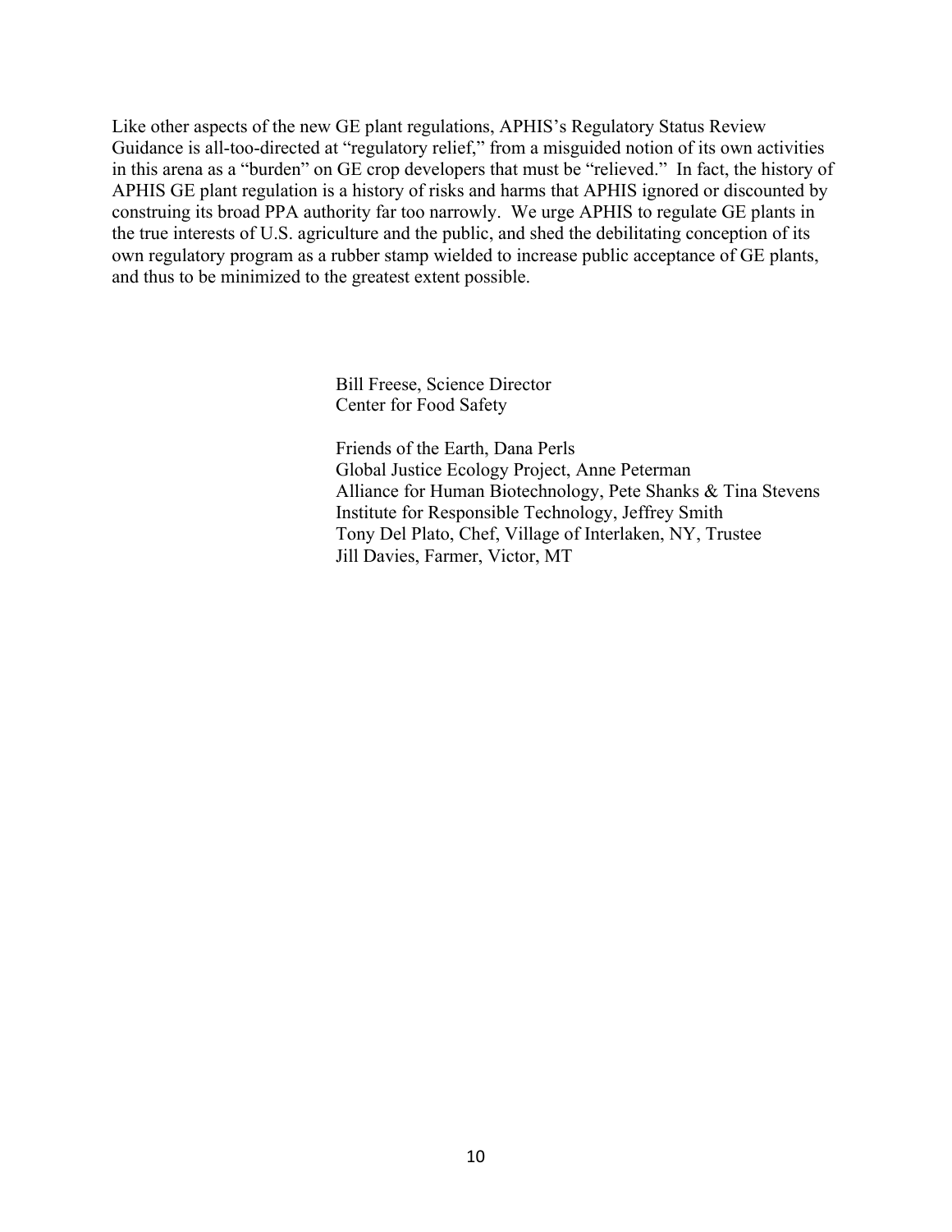Like other aspects of the new GE plant regulations, APHIS's Regulatory Status Review Guidance is all-too-directed at "regulatory relief," from a misguided notion of its own activities in this arena as a "burden" on GE crop developers that must be "relieved." In fact, the history of APHIS GE plant regulation is a history of risks and harms that APHIS ignored or discounted by construing its broad PPA authority far too narrowly. We urge APHIS to regulate GE plants in the true interests of U.S. agriculture and the public, and shed the debilitating conception of its own regulatory program as a rubber stamp wielded to increase public acceptance of GE plants, and thus to be minimized to the greatest extent possible.

Bill Freese, Science Director
Center for Food Safety

Friends of the Earth, Dana Perls
Global Justice Ecology Project, Anne Peterman
Alliance for Human Biotechnology, Pete Shanks & Tina Stevens
Institute for Responsible Technology, Jeffrey Smith
Tony Del Plato, Chef, Village of Interlaken, NY, Trustee
Jill Davies, Farmer, Victor, MT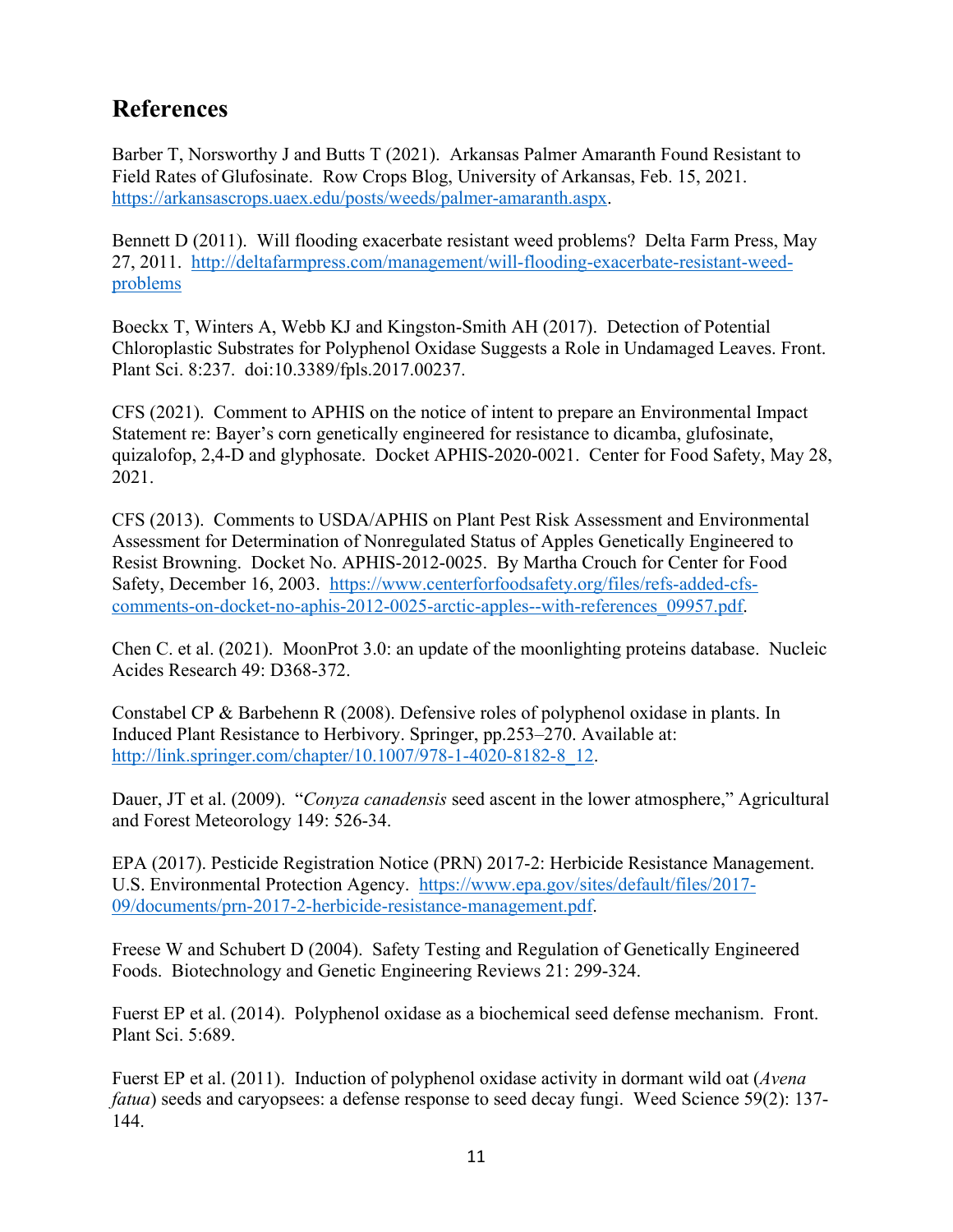## References

Barber T, Norsworthy J and Butts T (2021). Arkansas Palmer Amaranth Found Resistant to Field Rates of Glufosinate. Row Crops Blog, University of Arkansas, Feb. 15, 2021. https://arkansascrops.uaex.edu/posts/weeds/palmer-amaranth.aspx.

Bennett D (2011). Will flooding exacerbate resistant weed problems? Delta Farm Press, May 27, 2011. http://deltafarmpress.com/management/will-flooding-exacerbate-resistant-weed-problems

Boeckx T, Winters A, Webb KJ and Kingston-Smith AH (2017). Detection of Potential Chloroplastic Substrates for Polyphenol Oxidase Suggests a Role in Undamaged Leaves. Front. Plant Sci. 8:237. doi:10.3389/fpls.2017.00237.

CFS (2021). Comment to APHIS on the notice of intent to prepare an Environmental Impact Statement re: Bayer's corn genetically engineered for resistance to dicamba, glufosinate, quizalofop, 2,4-D and glyphosate. Docket APHIS-2020-0021. Center for Food Safety, May 28, 2021.

CFS (2013). Comments to USDA/APHIS on Plant Pest Risk Assessment and Environmental Assessment for Determination of Nonregulated Status of Apples Genetically Engineered to Resist Browning. Docket No. APHIS-2012-0025. By Martha Crouch for Center for Food Safety, December 16, 2003. https://www.centerforfoodsafety.org/files/refs-added-cfs-comments-on-docket-no-aphis-2012-0025-arctic-apples--with-references_09957.pdf.

Chen C. et al. (2021). MoonProt 3.0: an update of the moonlighting proteins database. Nucleic Acides Research 49: D368-372.

Constabel CP & Barbehenn R (2008). Defensive roles of polyphenol oxidase in plants. In Induced Plant Resistance to Herbivory. Springer, pp.253–270. Available at: http://link.springer.com/chapter/10.1007/978-1-4020-8182-8_12.

Dauer, JT et al. (2009). "*Conyza canadensis* seed ascent in the lower atmosphere," Agricultural and Forest Meteorology 149: 526-34.

EPA (2017). Pesticide Registration Notice (PRN) 2017-2: Herbicide Resistance Management. U.S. Environmental Protection Agency. https://www.epa.gov/sites/default/files/2017-09/documents/prn-2017-2-herbicide-resistance-management.pdf.

Freese W and Schubert D (2004). Safety Testing and Regulation of Genetically Engineered Foods. Biotechnology and Genetic Engineering Reviews 21: 299-324.

Fuerst EP et al. (2014). Polyphenol oxidase as a biochemical seed defense mechanism. Front. Plant Sci. 5:689.

Fuerst EP et al. (2011). Induction of polyphenol oxidase activity in dormant wild oat (*Avena fatua*) seeds and caryopsees: a defense response to seed decay fungi. Weed Science 59(2): 137-144.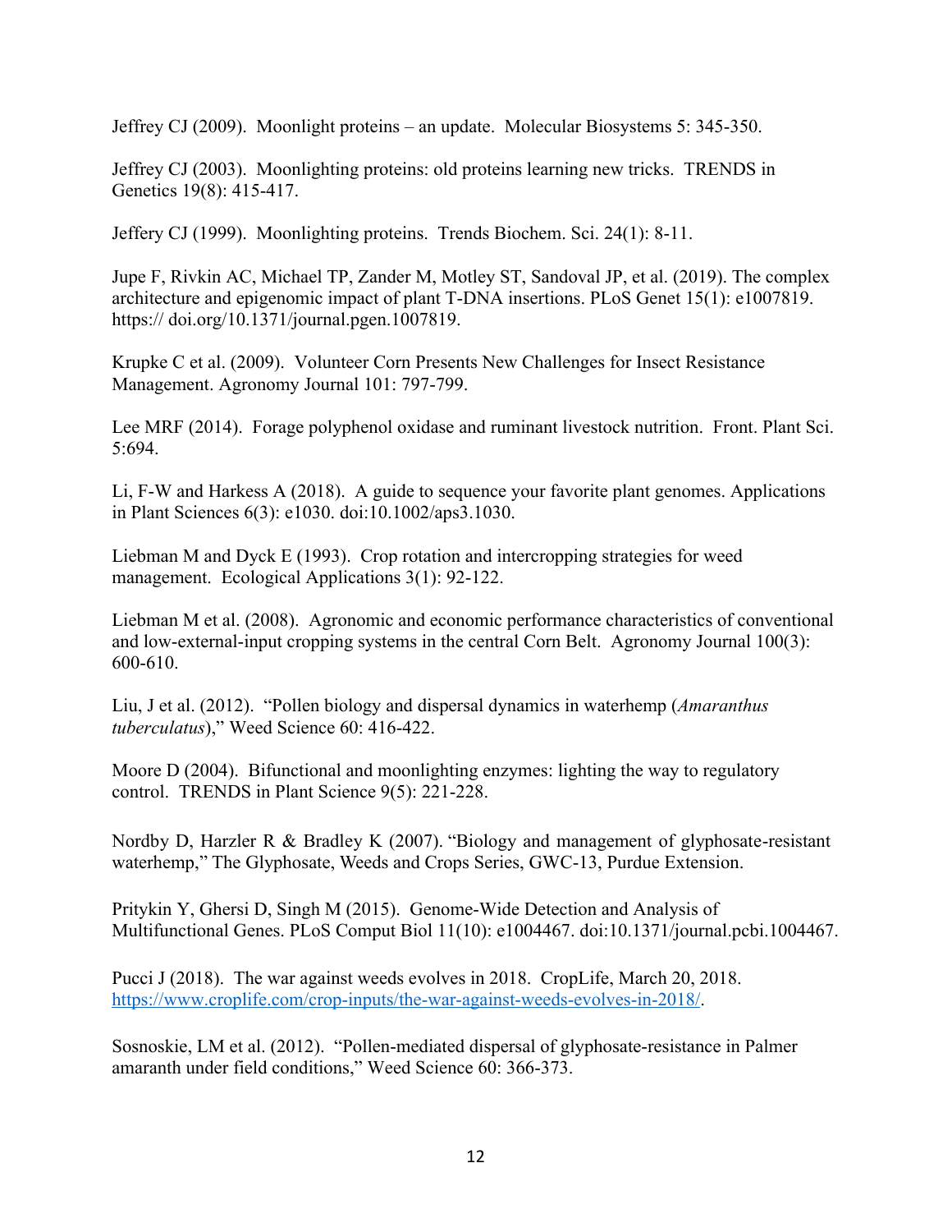Jeffrey CJ (2009). Moonlight proteins – an update. Molecular Biosystems 5: 345-350.

Jeffrey CJ (2003). Moonlighting proteins: old proteins learning new tricks. TRENDS in Genetics 19(8): 415-417.

Jeffery CJ (1999). Moonlighting proteins. Trends Biochem. Sci. 24(1): 8-11.

Jupe F, Rivkin AC, Michael TP, Zander M, Motley ST, Sandoval JP, et al. (2019). The complex architecture and epigenomic impact of plant T-DNA insertions. PLoS Genet 15(1): e1007819. https:// doi.org/10.1371/journal.pgen.1007819.

Krupke C et al. (2009). Volunteer Corn Presents New Challenges for Insect Resistance Management. Agronomy Journal 101: 797-799.

Lee MRF (2014). Forage polyphenol oxidase and ruminant livestock nutrition. Front. Plant Sci. 5:694.

Li, F-W and Harkess A (2018). A guide to sequence your favorite plant genomes. Applications in Plant Sciences 6(3): e1030. doi:10.1002/aps3.1030.

Liebman M and Dyck E (1993). Crop rotation and intercropping strategies for weed management. Ecological Applications 3(1): 92-122.

Liebman M et al. (2008). Agronomic and economic performance characteristics of conventional and low-external-input cropping systems in the central Corn Belt. Agronomy Journal 100(3): 600-610.

Liu, J et al. (2012). "Pollen biology and dispersal dynamics in waterhemp (*Amaranthus tuberculatus*)," Weed Science 60: 416-422.

Moore D (2004). Bifunctional and moonlighting enzymes: lighting the way to regulatory control. TRENDS in Plant Science 9(5): 221-228.

Nordby D, Harzler R & Bradley K (2007). "Biology and management of glyphosate-resistant waterhemp," The Glyphosate, Weeds and Crops Series, GWC-13, Purdue Extension.

Pritykin Y, Ghersi D, Singh M (2015). Genome-Wide Detection and Analysis of Multifunctional Genes. PLoS Comput Biol 11(10): e1004467. doi:10.1371/journal.pcbi.1004467.

Pucci J (2018). The war against weeds evolves in 2018. CropLife, March 20, 2018. https://www.croplife.com/crop-inputs/the-war-against-weeds-evolves-in-2018/.

Sosnoskie, LM et al. (2012). "Pollen-mediated dispersal of glyphosate-resistance in Palmer amaranth under field conditions," Weed Science 60: 366-373.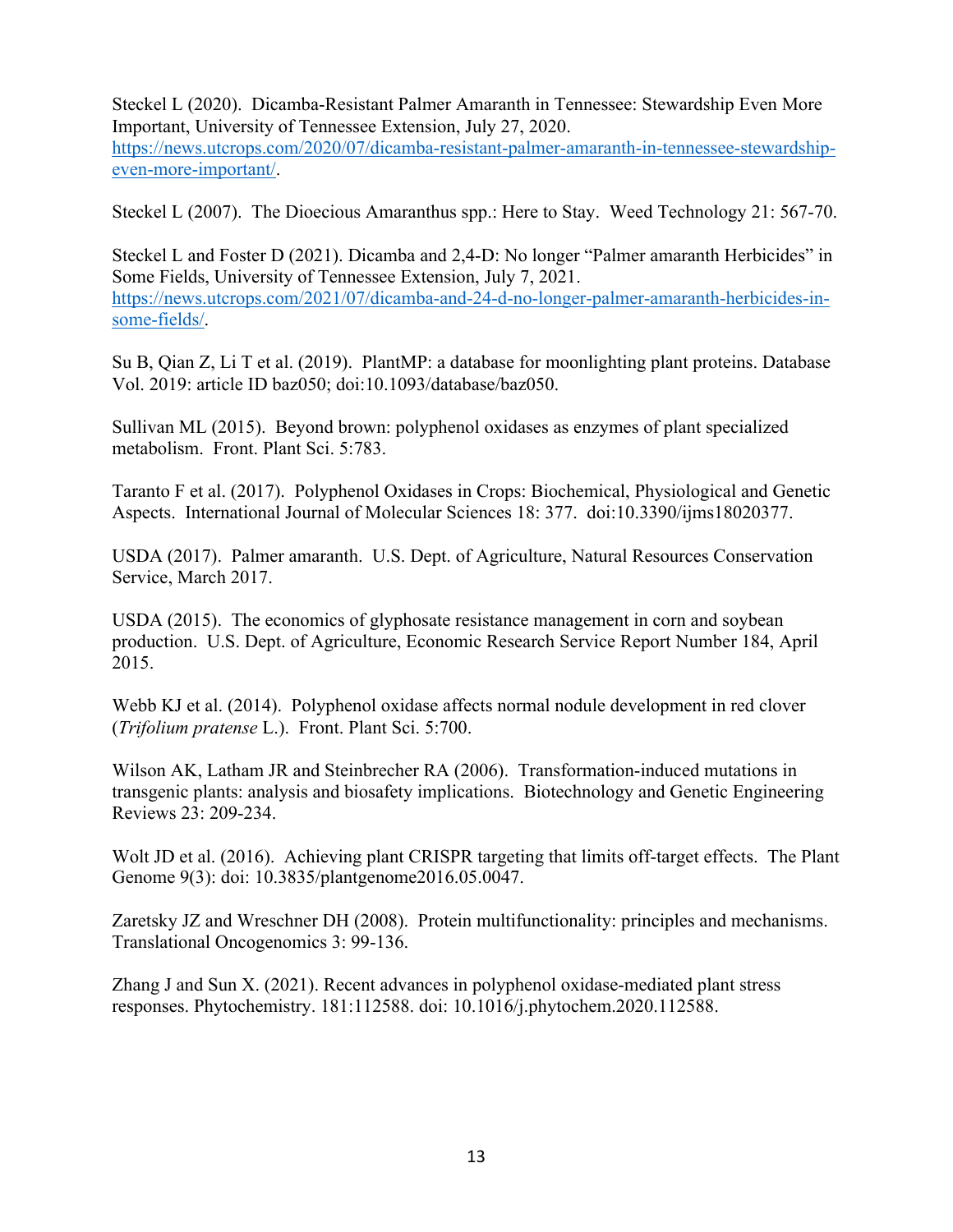Steckel L (2020). Dicamba-Resistant Palmer Amaranth in Tennessee: Stewardship Even More Important, University of Tennessee Extension, July 27, 2020. https://news.utcrops.com/2020/07/dicamba-resistant-palmer-amaranth-in-tennessee-stewardship-even-more-important/.

Steckel L (2007). The Dioecious Amaranthus spp.: Here to Stay. Weed Technology 21: 567-70.

Steckel L and Foster D (2021). Dicamba and 2,4-D: No longer "Palmer amaranth Herbicides" in Some Fields, University of Tennessee Extension, July 7, 2021. https://news.utcrops.com/2021/07/dicamba-and-24-d-no-longer-palmer-amaranth-herbicides-in-some-fields/.

Su B, Qian Z, Li T et al. (2019). PlantMP: a database for moonlighting plant proteins. Database Vol. 2019: article ID baz050; doi:10.1093/database/baz050.

Sullivan ML (2015). Beyond brown: polyphenol oxidases as enzymes of plant specialized metabolism. Front. Plant Sci. 5:783.

Taranto F et al. (2017). Polyphenol Oxidases in Crops: Biochemical, Physiological and Genetic Aspects. International Journal of Molecular Sciences 18: 377. doi:10.3390/ijms18020377.

USDA (2017). Palmer amaranth. U.S. Dept. of Agriculture, Natural Resources Conservation Service, March 2017.

USDA (2015). The economics of glyphosate resistance management in corn and soybean production. U.S. Dept. of Agriculture, Economic Research Service Report Number 184, April 2015.

Webb KJ et al. (2014). Polyphenol oxidase affects normal nodule development in red clover (*Trifolium pratense* L.). Front. Plant Sci. 5:700.

Wilson AK, Latham JR and Steinbrecher RA (2006). Transformation-induced mutations in transgenic plants: analysis and biosafety implications. Biotechnology and Genetic Engineering Reviews 23: 209-234.

Wolt JD et al. (2016). Achieving plant CRISPR targeting that limits off-target effects. The Plant Genome 9(3): doi: 10.3835/plantgenome2016.05.0047.

Zaretsky JZ and Wreschner DH (2008). Protein multifunctionality: principles and mechanisms. Translational Oncogenomics 3: 99-136.

Zhang J and Sun X. (2021). Recent advances in polyphenol oxidase-mediated plant stress responses. Phytochemistry. 181:112588. doi: 10.1016/j.phytochem.2020.112588.